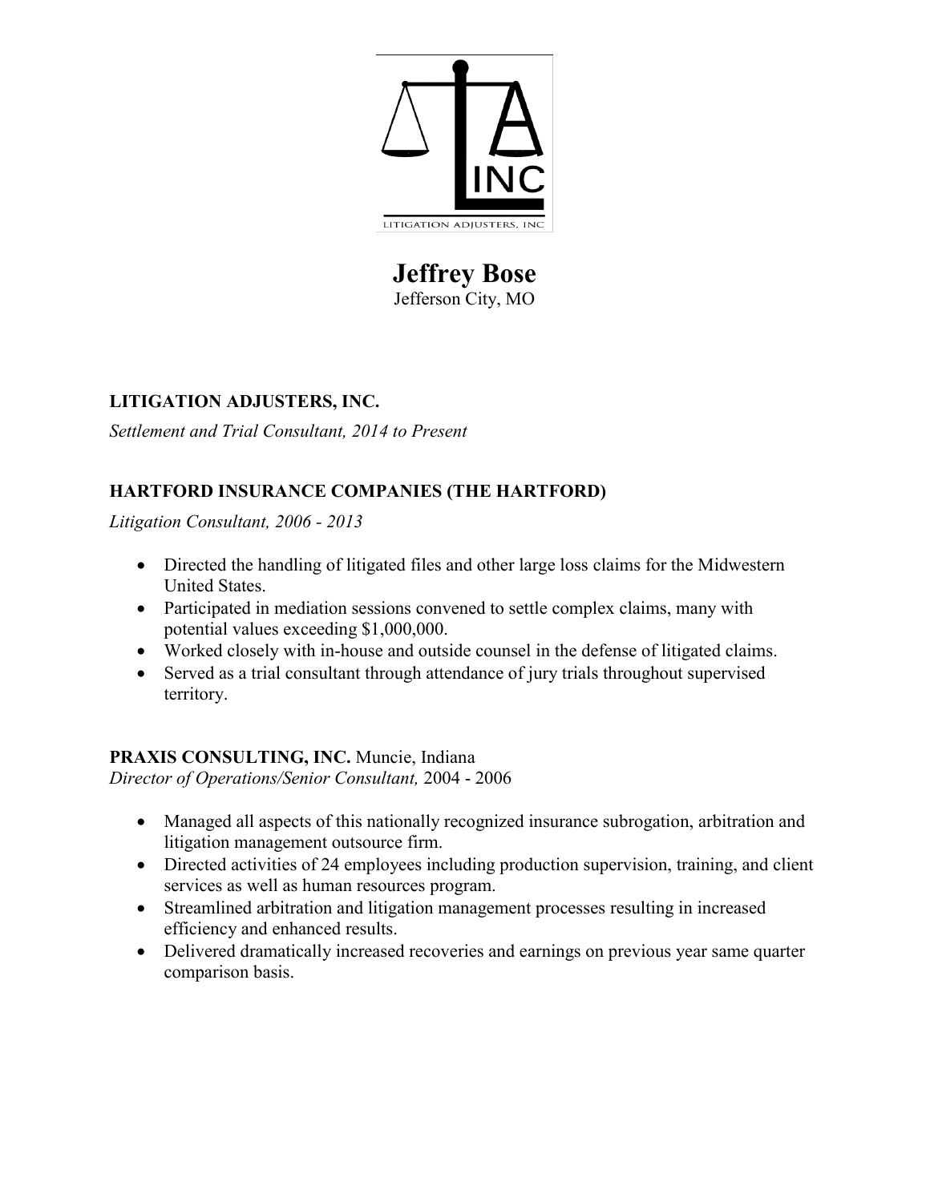# Jeffrey Bose

Jefferson City, MO

**LITIGATION ADJUSTERS, INC.**

*Settlement and Trial Consultant, 2014 to Present*

**HARTFORD INSURANCE COMPANIES (THE HARTFORD)**

*Litigation Consultant, 2006 - 2013*

- Directed the handling of litigated files and other large loss claims for the Midwestern United States.
- Participated in mediation sessions convened to settle complex claims, many with potential values exceeding $1,000,000.
- Worked closely with in-house and outside counsel in the defense of litigated claims.
- Served as a trial consultant through attendance of jury trials throughout supervised territory.

**PRAXIS CONSULTING, INC.** Muncie, Indiana

*Director of Operations/Senior Consultant,* 2004 - 2006

- Managed all aspects of this nationally recognized insurance subrogation, arbitration and litigation management outsource firm.
- Directed activities of 24 employees including production supervision, training, and client services as well as human resources program.
- Streamlined arbitration and litigation management processes resulting in increased efficiency and enhanced results.
- Delivered dramatically increased recoveries and earnings on previous year same quarter comparison basis.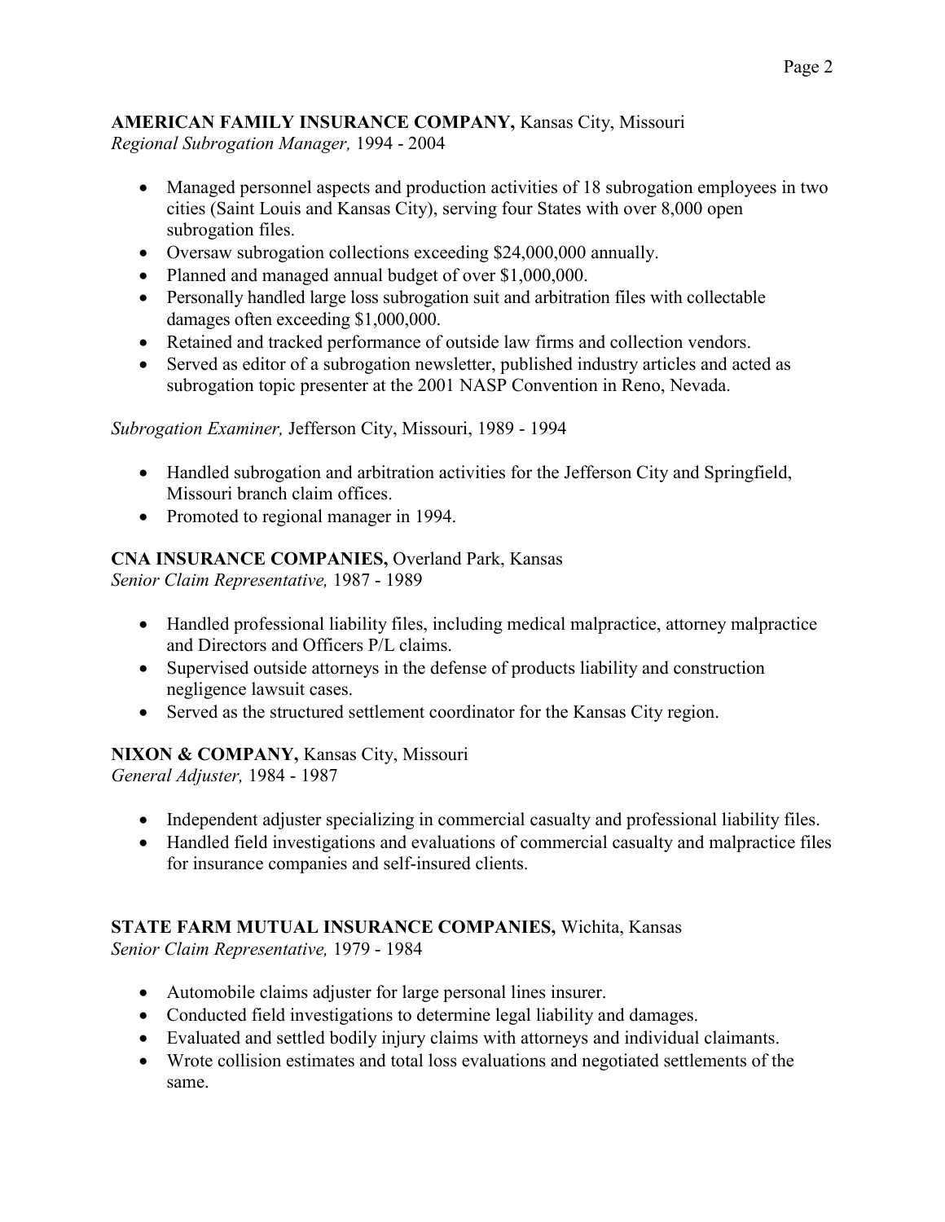**AMERICAN FAMILY INSURANCE COMPANY,** Kansas City, Missouri
*Regional Subrogation Manager,* 1994 - 2004

- Managed personnel aspects and production activities of 18 subrogation employees in two cities (Saint Louis and Kansas City), serving four States with over 8,000 open subrogation files.
- Oversaw subrogation collections exceeding $24,000,000 annually.
- Planned and managed annual budget of over $1,000,000.
- Personally handled large loss subrogation suit and arbitration files with collectable damages often exceeding $1,000,000.
- Retained and tracked performance of outside law firms and collection vendors.
- Served as editor of a subrogation newsletter, published industry articles and acted as subrogation topic presenter at the 2001 NASP Convention in Reno, Nevada.

*Subrogation Examiner,* Jefferson City, Missouri, 1989 - 1994

- Handled subrogation and arbitration activities for the Jefferson City and Springfield, Missouri branch claim offices.
- Promoted to regional manager in 1994.

**CNA INSURANCE COMPANIES,** Overland Park, Kansas
*Senior Claim Representative,* 1987 - 1989

- Handled professional liability files, including medical malpractice, attorney malpractice and Directors and Officers P/L claims.
- Supervised outside attorneys in the defense of products liability and construction negligence lawsuit cases.
- Served as the structured settlement coordinator for the Kansas City region.

**NIXON & COMPANY,** Kansas City, Missouri
*General Adjuster,* 1984 - 1987

- Independent adjuster specializing in commercial casualty and professional liability files.
- Handled field investigations and evaluations of commercial casualty and malpractice files for insurance companies and self-insured clients.

**STATE FARM MUTUAL INSURANCE COMPANIES,** Wichita, Kansas
*Senior Claim Representative,* 1979 - 1984

- Automobile claims adjuster for large personal lines insurer.
- Conducted field investigations to determine legal liability and damages.
- Evaluated and settled bodily injury claims with attorneys and individual claimants.
- Wrote collision estimates and total loss evaluations and negotiated settlements of the same.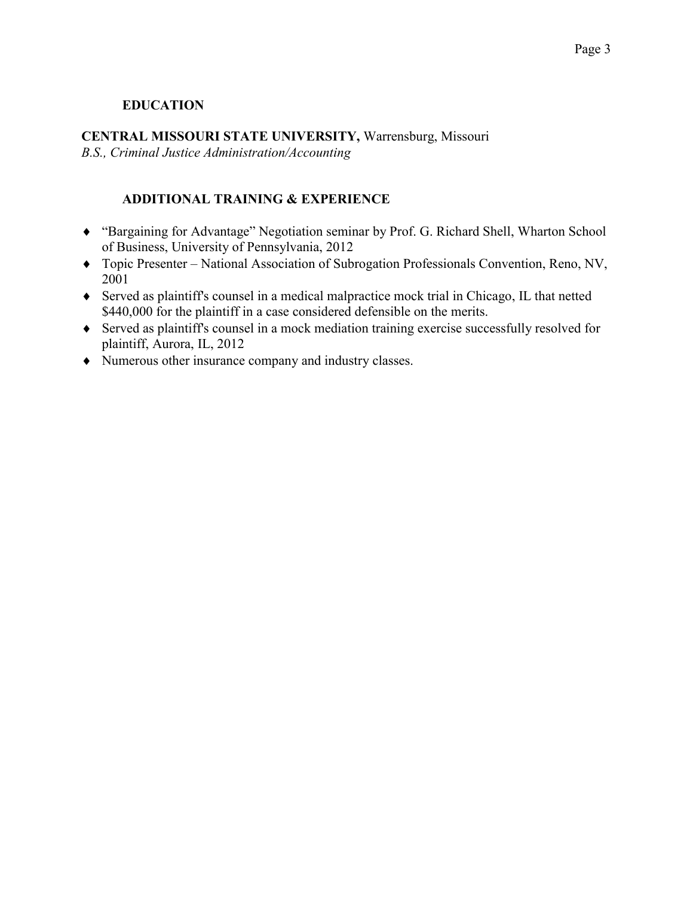## EDUCATION

**CENTRAL MISSOURI STATE UNIVERSITY,** Warrensburg, Missouri
*B.S., Criminal Justice Administration/Accounting*

## ADDITIONAL TRAINING & EXPERIENCE

- "Bargaining for Advantage" Negotiation seminar by Prof. G. Richard Shell, Wharton School of Business, University of Pennsylvania, 2012
- Topic Presenter – National Association of Subrogation Professionals Convention, Reno, NV, 2001
- Served as plaintiff's counsel in a medical malpractice mock trial in Chicago, IL that netted $440,000 for the plaintiff in a case considered defensible on the merits.
- Served as plaintiff's counsel in a mock mediation training exercise successfully resolved for plaintiff, Aurora, IL, 2012
- Numerous other insurance company and industry classes.